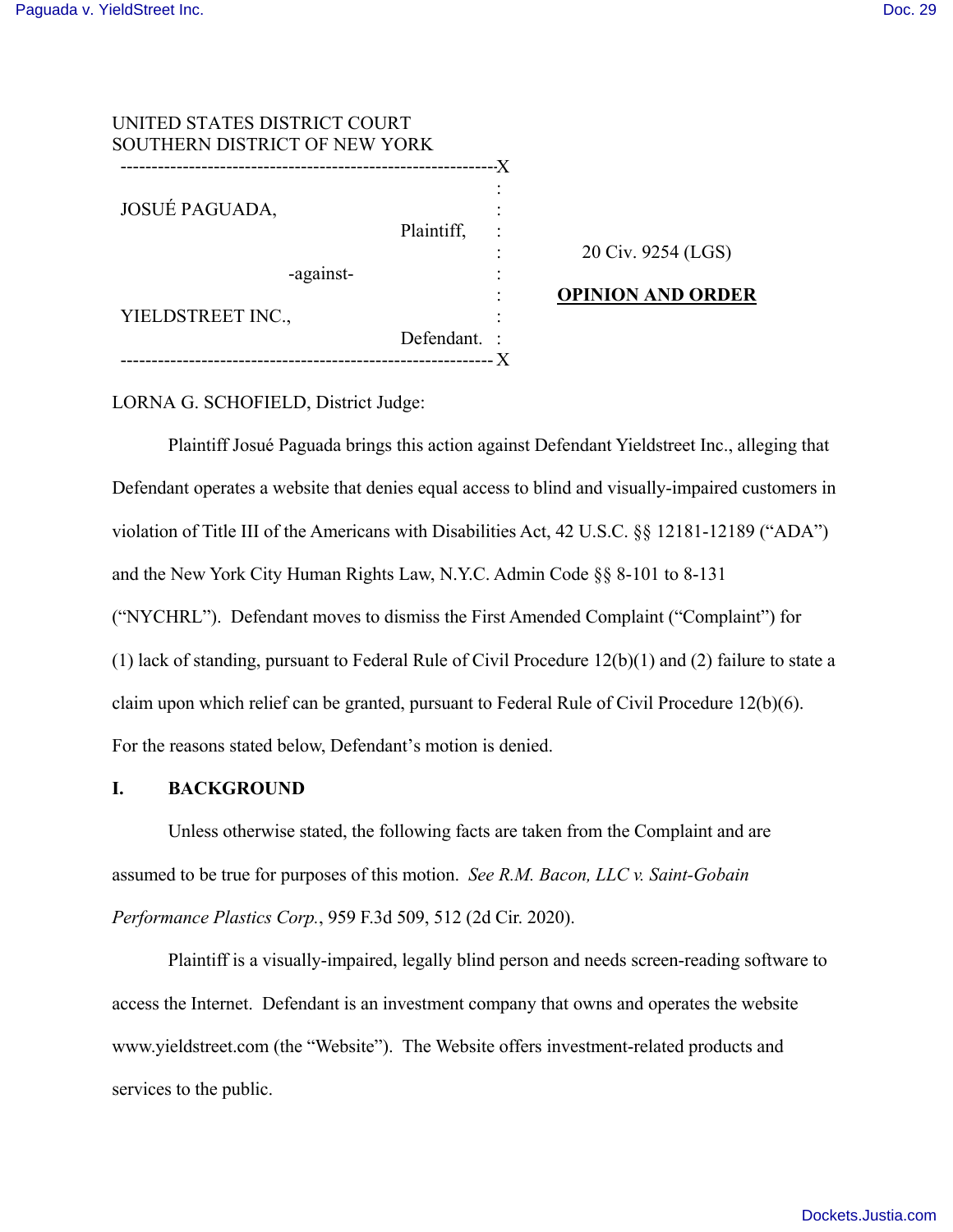UNITED STATES DISTRICT COURT
SOUTHERN DISTRICT OF NEW YORK

| | | |
|---|---|---|
| JOSUÉ PAGUADA, Plaintiff, | : | 20 Civ. 9254 (LGS) |
| -against- | : | **OPINION AND ORDER** |
| YIELDSTREET INC., Defendant. | : | |

LORNA G. SCHOFIELD, District Judge:

Plaintiff Josué Paguada brings this action against Defendant Yieldstreet Inc., alleging that Defendant operates a website that denies equal access to blind and visually-impaired customers in violation of Title III of the Americans with Disabilities Act, 42 U.S.C. §§ 12181-12189 ("ADA") and the New York City Human Rights Law, N.Y.C. Admin Code §§ 8-101 to 8-131 ("NYCHRL"). Defendant moves to dismiss the First Amended Complaint ("Complaint") for (1) lack of standing, pursuant to Federal Rule of Civil Procedure 12(b)(1) and (2) failure to state a claim upon which relief can be granted, pursuant to Federal Rule of Civil Procedure 12(b)(6). For the reasons stated below, Defendant's motion is denied.

## I. BACKGROUND

Unless otherwise stated, the following facts are taken from the Complaint and are assumed to be true for purposes of this motion. *See R.M. Bacon, LLC v. Saint-Gobain Performance Plastics Corp.*, 959 F.3d 509, 512 (2d Cir. 2020).

Plaintiff is a visually-impaired, legally blind person and needs screen-reading software to access the Internet. Defendant is an investment company that owns and operates the website www.yieldstreet.com (the "Website"). The Website offers investment-related products and services to the public.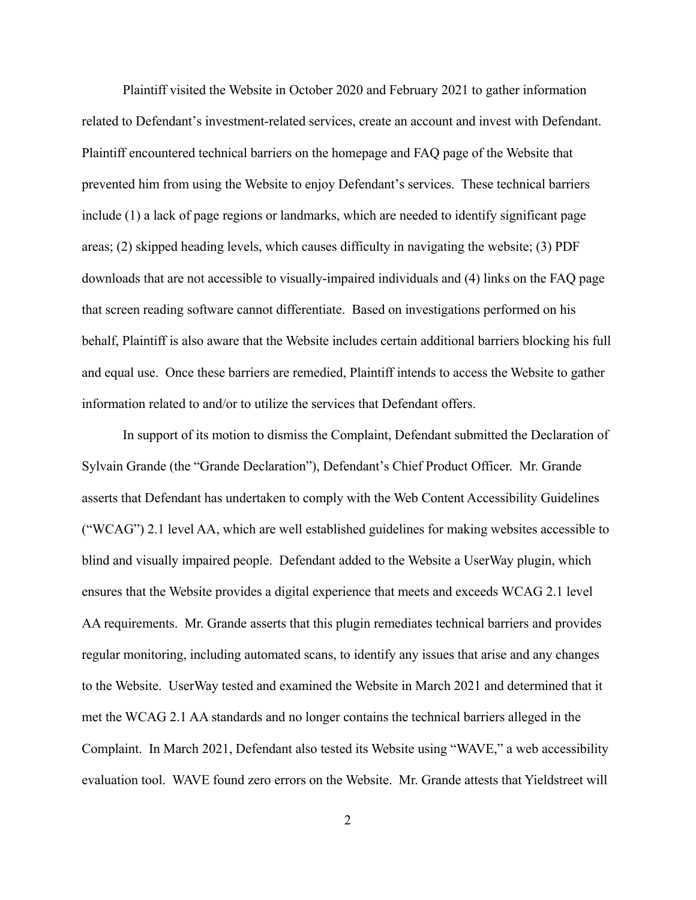Plaintiff visited the Website in October 2020 and February 2021 to gather information related to Defendant's investment-related services, create an account and invest with Defendant. Plaintiff encountered technical barriers on the homepage and FAQ page of the Website that prevented him from using the Website to enjoy Defendant's services. These technical barriers include (1) a lack of page regions or landmarks, which are needed to identify significant page areas; (2) skipped heading levels, which causes difficulty in navigating the website; (3) PDF downloads that are not accessible to visually-impaired individuals and (4) links on the FAQ page that screen reading software cannot differentiate. Based on investigations performed on his behalf, Plaintiff is also aware that the Website includes certain additional barriers blocking his full and equal use. Once these barriers are remedied, Plaintiff intends to access the Website to gather information related to and/or to utilize the services that Defendant offers.

In support of its motion to dismiss the Complaint, Defendant submitted the Declaration of Sylvain Grande (the "Grande Declaration"), Defendant's Chief Product Officer. Mr. Grande asserts that Defendant has undertaken to comply with the Web Content Accessibility Guidelines ("WCAG") 2.1 level AA, which are well established guidelines for making websites accessible to blind and visually impaired people. Defendant added to the Website a UserWay plugin, which ensures that the Website provides a digital experience that meets and exceeds WCAG 2.1 level AA requirements. Mr. Grande asserts that this plugin remediates technical barriers and provides regular monitoring, including automated scans, to identify any issues that arise and any changes to the Website. UserWay tested and examined the Website in March 2021 and determined that it met the WCAG 2.1 AA standards and no longer contains the technical barriers alleged in the Complaint. In March 2021, Defendant also tested its Website using "WAVE," a web accessibility evaluation tool. WAVE found zero errors on the Website. Mr. Grande attests that Yieldstreet will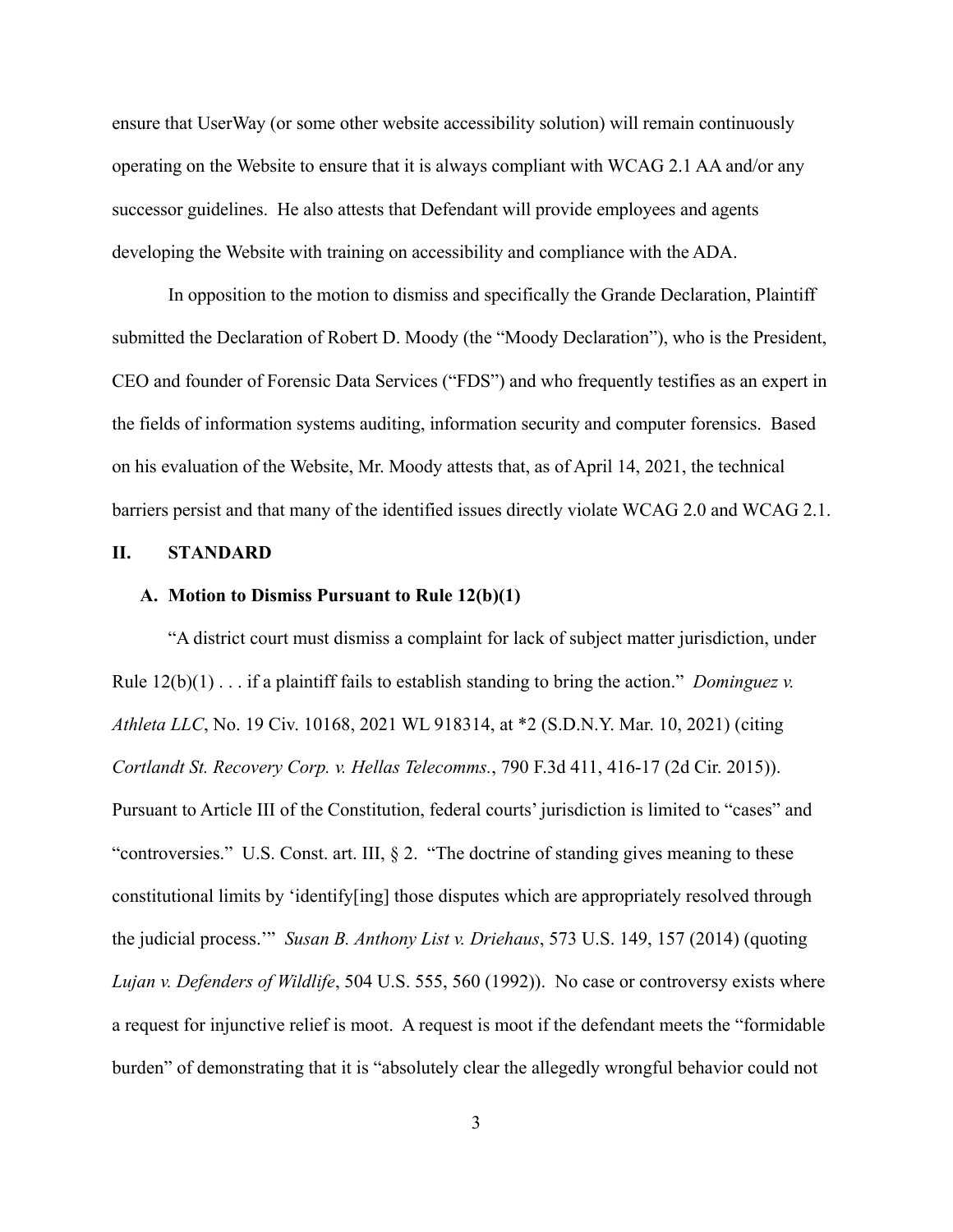ensure that UserWay (or some other website accessibility solution) will remain continuously operating on the Website to ensure that it is always compliant with WCAG 2.1 AA and/or any successor guidelines. He also attests that Defendant will provide employees and agents developing the Website with training on accessibility and compliance with the ADA.

In opposition to the motion to dismiss and specifically the Grande Declaration, Plaintiff submitted the Declaration of Robert D. Moody (the "Moody Declaration"), who is the President, CEO and founder of Forensic Data Services ("FDS") and who frequently testifies as an expert in the fields of information systems auditing, information security and computer forensics. Based on his evaluation of the Website, Mr. Moody attests that, as of April 14, 2021, the technical barriers persist and that many of the identified issues directly violate WCAG 2.0 and WCAG 2.1.

## II. STANDARD

### A. Motion to Dismiss Pursuant to Rule 12(b)(1)

"A district court must dismiss a complaint for lack of subject matter jurisdiction, under Rule 12(b)(1) . . . if a plaintiff fails to establish standing to bring the action." *Dominguez v. Athleta LLC*, No. 19 Civ. 10168, 2021 WL 918314, at *2 (S.D.N.Y. Mar. 10, 2021) (citing *Cortlandt St. Recovery Corp. v. Hellas Telecomms.*, 790 F.3d 411, 416-17 (2d Cir. 2015)). Pursuant to Article III of the Constitution, federal courts' jurisdiction is limited to "cases" and "controversies." U.S. Const. art. III, § 2. "The doctrine of standing gives meaning to these constitutional limits by 'identify[ing] those disputes which are appropriately resolved through the judicial process.'" *Susan B. Anthony List v. Driehaus*, 573 U.S. 149, 157 (2014) (quoting *Lujan v. Defenders of Wildlife*, 504 U.S. 555, 560 (1992)). No case or controversy exists where a request for injunctive relief is moot. A request is moot if the defendant meets the "formidable burden" of demonstrating that it is "absolutely clear the allegedly wrongful behavior could not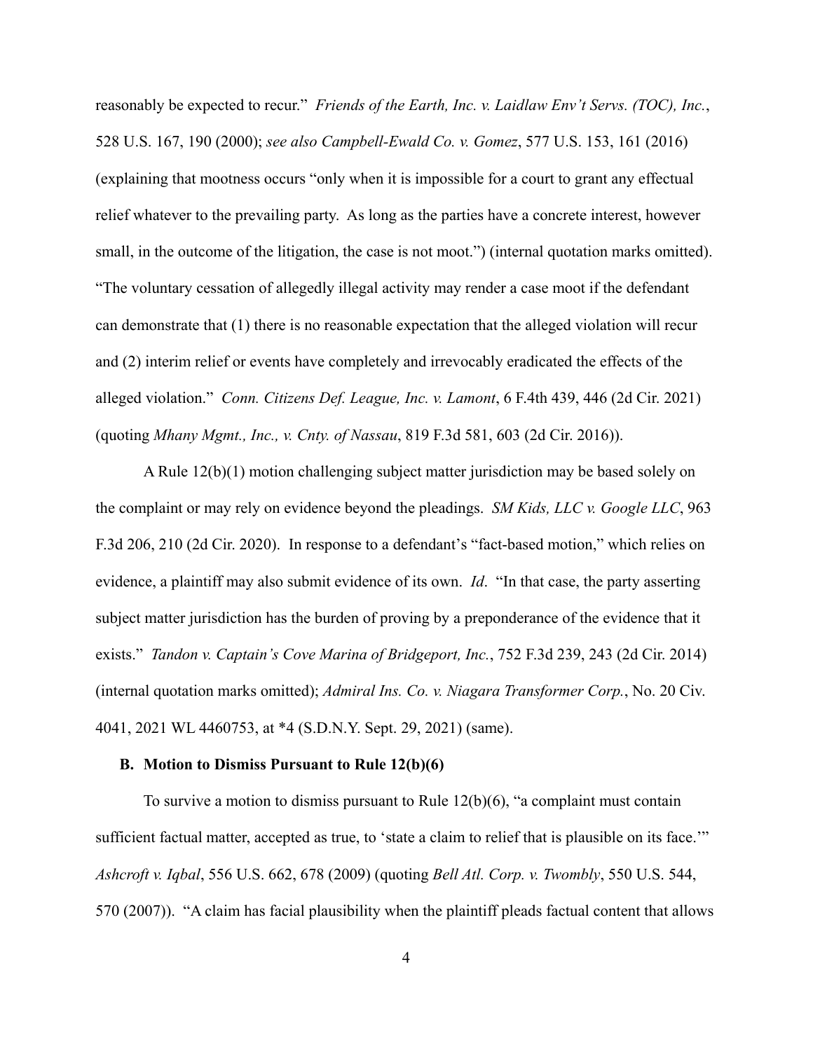reasonably be expected to recur." *Friends of the Earth, Inc. v. Laidlaw Env't Servs. (TOC), Inc.*, 528 U.S. 167, 190 (2000); *see also Campbell-Ewald Co. v. Gomez*, 577 U.S. 153, 161 (2016) (explaining that mootness occurs "only when it is impossible for a court to grant any effectual relief whatever to the prevailing party. As long as the parties have a concrete interest, however small, in the outcome of the litigation, the case is not moot.") (internal quotation marks omitted). "The voluntary cessation of allegedly illegal activity may render a case moot if the defendant can demonstrate that (1) there is no reasonable expectation that the alleged violation will recur and (2) interim relief or events have completely and irrevocably eradicated the effects of the alleged violation." *Conn. Citizens Def. League, Inc. v. Lamont*, 6 F.4th 439, 446 (2d Cir. 2021) (quoting *Mhany Mgmt., Inc., v. Cnty. of Nassau*, 819 F.3d 581, 603 (2d Cir. 2016)).

A Rule 12(b)(1) motion challenging subject matter jurisdiction may be based solely on the complaint or may rely on evidence beyond the pleadings. *SM Kids, LLC v. Google LLC*, 963 F.3d 206, 210 (2d Cir. 2020). In response to a defendant's "fact-based motion," which relies on evidence, a plaintiff may also submit evidence of its own. *Id*. "In that case, the party asserting subject matter jurisdiction has the burden of proving by a preponderance of the evidence that it exists." *Tandon v. Captain's Cove Marina of Bridgeport, Inc.*, 752 F.3d 239, 243 (2d Cir. 2014) (internal quotation marks omitted); *Admiral Ins. Co. v. Niagara Transformer Corp.*, No. 20 Civ. 4041, 2021 WL 4460753, at *4 (S.D.N.Y. Sept. 29, 2021) (same).

### B. Motion to Dismiss Pursuant to Rule 12(b)(6)

To survive a motion to dismiss pursuant to Rule 12(b)(6), "a complaint must contain sufficient factual matter, accepted as true, to 'state a claim to relief that is plausible on its face.'" *Ashcroft v. Iqbal*, 556 U.S. 662, 678 (2009) (quoting *Bell Atl. Corp. v. Twombly*, 550 U.S. 544, 570 (2007)). "A claim has facial plausibility when the plaintiff pleads factual content that allows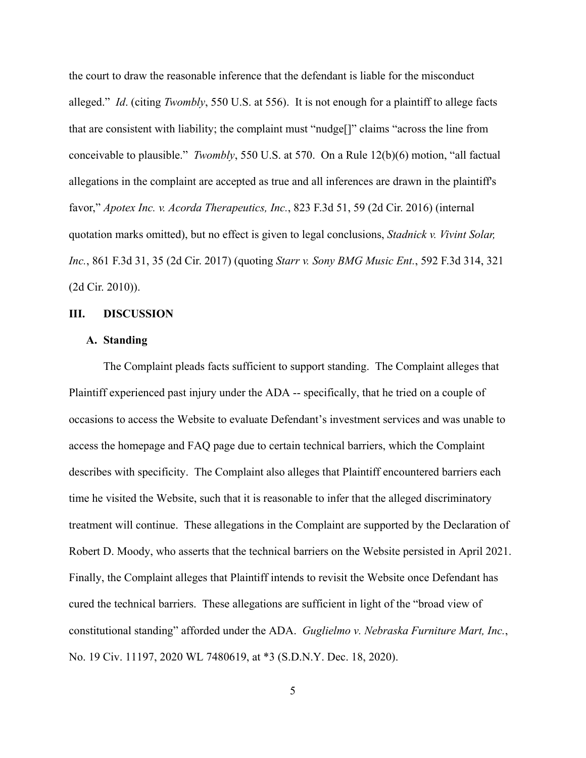the court to draw the reasonable inference that the defendant is liable for the misconduct alleged." *Id*. (citing *Twombly*, 550 U.S. at 556). It is not enough for a plaintiff to allege facts that are consistent with liability; the complaint must "nudge[]" claims "across the line from conceivable to plausible." *Twombly*, 550 U.S. at 570. On a Rule 12(b)(6) motion, "all factual allegations in the complaint are accepted as true and all inferences are drawn in the plaintiff's favor," *Apotex Inc. v. Acorda Therapeutics, Inc.*, 823 F.3d 51, 59 (2d Cir. 2016) (internal quotation marks omitted), but no effect is given to legal conclusions, *Stadnick v. Vivint Solar, Inc.*, 861 F.3d 31, 35 (2d Cir. 2017) (quoting *Starr v. Sony BMG Music Ent.*, 592 F.3d 314, 321 (2d Cir. 2010)).

## III. DISCUSSION

### A. Standing

The Complaint pleads facts sufficient to support standing. The Complaint alleges that Plaintiff experienced past injury under the ADA -- specifically, that he tried on a couple of occasions to access the Website to evaluate Defendant's investment services and was unable to access the homepage and FAQ page due to certain technical barriers, which the Complaint describes with specificity. The Complaint also alleges that Plaintiff encountered barriers each time he visited the Website, such that it is reasonable to infer that the alleged discriminatory treatment will continue. These allegations in the Complaint are supported by the Declaration of Robert D. Moody, who asserts that the technical barriers on the Website persisted in April 2021. Finally, the Complaint alleges that Plaintiff intends to revisit the Website once Defendant has cured the technical barriers. These allegations are sufficient in light of the "broad view of constitutional standing" afforded under the ADA. *Guglielmo v. Nebraska Furniture Mart, Inc.*, No. 19 Civ. 11197, 2020 WL 7480619, at *3 (S.D.N.Y. Dec. 18, 2020).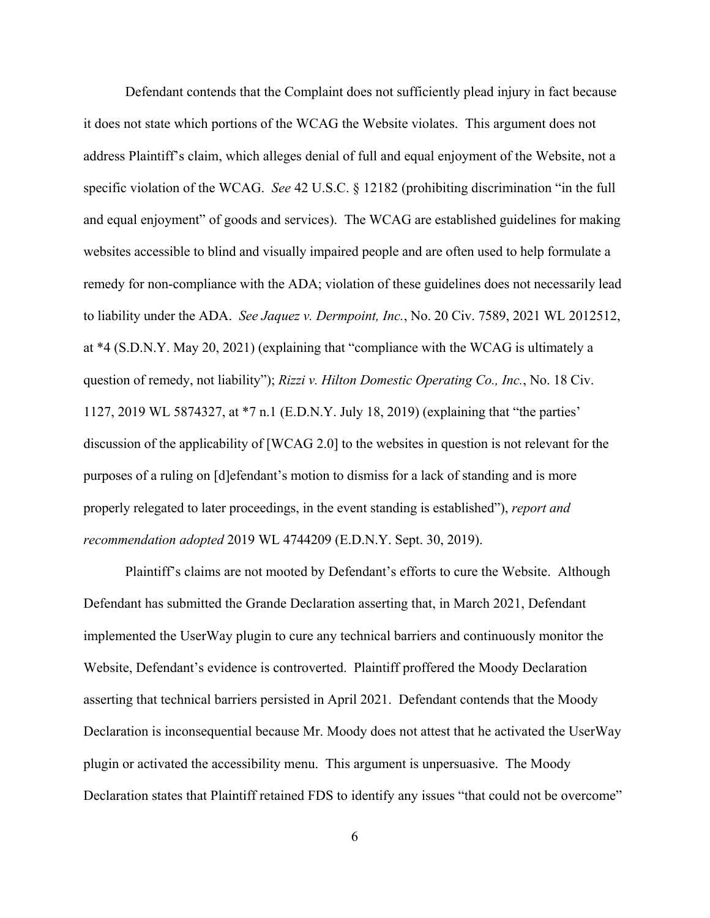Defendant contends that the Complaint does not sufficiently plead injury in fact because it does not state which portions of the WCAG the Website violates. This argument does not address Plaintiff's claim, which alleges denial of full and equal enjoyment of the Website, not a specific violation of the WCAG. *See* 42 U.S.C. § 12182 (prohibiting discrimination "in the full and equal enjoyment" of goods and services). The WCAG are established guidelines for making websites accessible to blind and visually impaired people and are often used to help formulate a remedy for non-compliance with the ADA; violation of these guidelines does not necessarily lead to liability under the ADA. *See Jaquez v. Dermpoint, Inc.*, No. 20 Civ. 7589, 2021 WL 2012512, at *4 (S.D.N.Y. May 20, 2021) (explaining that "compliance with the WCAG is ultimately a question of remedy, not liability"); *Rizzi v. Hilton Domestic Operating Co., Inc.*, No. 18 Civ. 1127, 2019 WL 5874327, at *7 n.1 (E.D.N.Y. July 18, 2019) (explaining that "the parties' discussion of the applicability of [WCAG 2.0] to the websites in question is not relevant for the purposes of a ruling on [d]efendant's motion to dismiss for a lack of standing and is more properly relegated to later proceedings, in the event standing is established"), *report and recommendation adopted* 2019 WL 4744209 (E.D.N.Y. Sept. 30, 2019).

Plaintiff's claims are not mooted by Defendant's efforts to cure the Website. Although Defendant has submitted the Grande Declaration asserting that, in March 2021, Defendant implemented the UserWay plugin to cure any technical barriers and continuously monitor the Website, Defendant's evidence is controverted. Plaintiff proffered the Moody Declaration asserting that technical barriers persisted in April 2021. Defendant contends that the Moody Declaration is inconsequential because Mr. Moody does not attest that he activated the UserWay plugin or activated the accessibility menu. This argument is unpersuasive. The Moody Declaration states that Plaintiff retained FDS to identify any issues "that could not be overcome"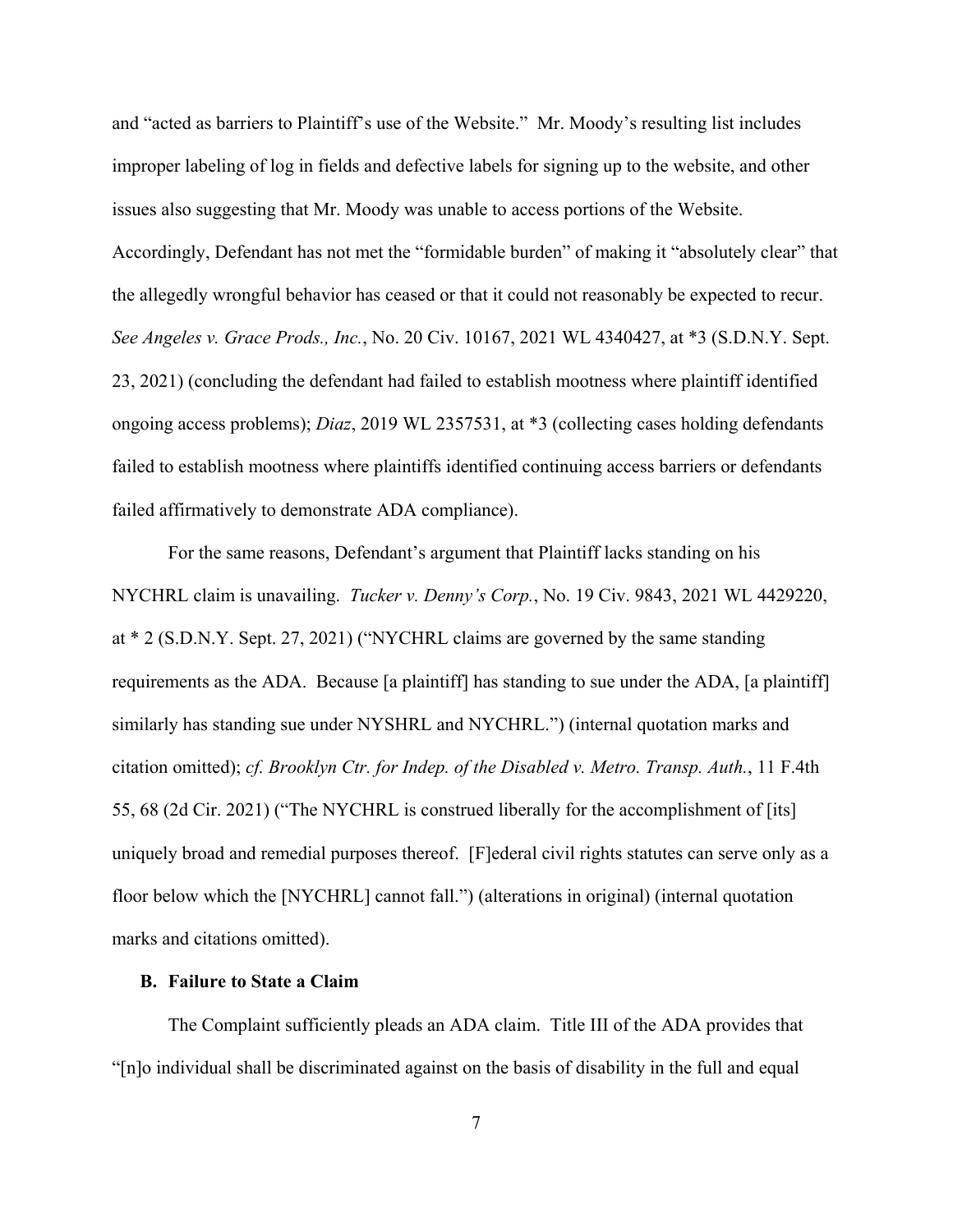and "acted as barriers to Plaintiff's use of the Website." Mr. Moody's resulting list includes improper labeling of log in fields and defective labels for signing up to the website, and other issues also suggesting that Mr. Moody was unable to access portions of the Website. Accordingly, Defendant has not met the "formidable burden" of making it "absolutely clear" that the allegedly wrongful behavior has ceased or that it could not reasonably be expected to recur. *See Angeles v. Grace Prods., Inc.*, No. 20 Civ. 10167, 2021 WL 4340427, at *3 (S.D.N.Y. Sept. 23, 2021) (concluding the defendant had failed to establish mootness where plaintiff identified ongoing access problems); *Diaz*, 2019 WL 2357531, at *3 (collecting cases holding defendants failed to establish mootness where plaintiffs identified continuing access barriers or defendants failed affirmatively to demonstrate ADA compliance).

For the same reasons, Defendant's argument that Plaintiff lacks standing on his NYCHRL claim is unavailing. *Tucker v. Denny's Corp.*, No. 19 Civ. 9843, 2021 WL 4429220, at * 2 (S.D.N.Y. Sept. 27, 2021) ("NYCHRL claims are governed by the same standing requirements as the ADA. Because [a plaintiff] has standing to sue under the ADA, [a plaintiff] similarly has standing sue under NYSHRL and NYCHRL.") (internal quotation marks and citation omitted); *cf. Brooklyn Ctr. for Indep. of the Disabled v. Metro. Transp. Auth.*, 11 F.4th 55, 68 (2d Cir. 2021) ("The NYCHRL is construed liberally for the accomplishment of [its] uniquely broad and remedial purposes thereof. [F]ederal civil rights statutes can serve only as a floor below which the [NYCHRL] cannot fall.") (alterations in original) (internal quotation marks and citations omitted).

### B. Failure to State a Claim

The Complaint sufficiently pleads an ADA claim. Title III of the ADA provides that "[n]o individual shall be discriminated against on the basis of disability in the full and equal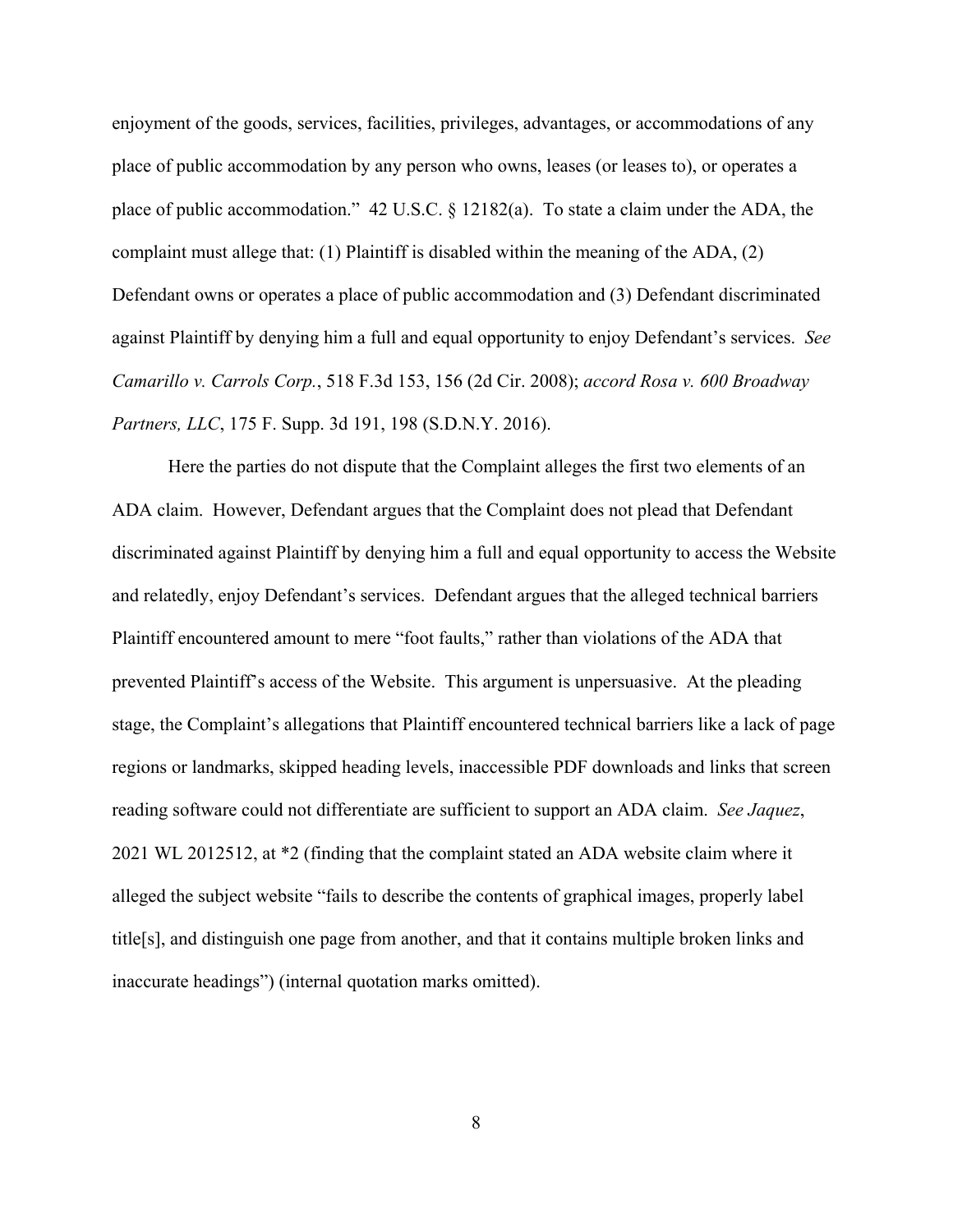enjoyment of the goods, services, facilities, privileges, advantages, or accommodations of any place of public accommodation by any person who owns, leases (or leases to), or operates a place of public accommodation." 42 U.S.C. § 12182(a). To state a claim under the ADA, the complaint must allege that: (1) Plaintiff is disabled within the meaning of the ADA, (2) Defendant owns or operates a place of public accommodation and (3) Defendant discriminated against Plaintiff by denying him a full and equal opportunity to enjoy Defendant's services. *See Camarillo v. Carrols Corp.*, 518 F.3d 153, 156 (2d Cir. 2008); *accord Rosa v. 600 Broadway Partners, LLC*, 175 F. Supp. 3d 191, 198 (S.D.N.Y. 2016).

Here the parties do not dispute that the Complaint alleges the first two elements of an ADA claim. However, Defendant argues that the Complaint does not plead that Defendant discriminated against Plaintiff by denying him a full and equal opportunity to access the Website and relatedly, enjoy Defendant's services. Defendant argues that the alleged technical barriers Plaintiff encountered amount to mere "foot faults," rather than violations of the ADA that prevented Plaintiff's access of the Website. This argument is unpersuasive. At the pleading stage, the Complaint's allegations that Plaintiff encountered technical barriers like a lack of page regions or landmarks, skipped heading levels, inaccessible PDF downloads and links that screen reading software could not differentiate are sufficient to support an ADA claim. *See Jaquez*, 2021 WL 2012512, at *2 (finding that the complaint stated an ADA website claim where it alleged the subject website "fails to describe the contents of graphical images, properly label title[s], and distinguish one page from another, and that it contains multiple broken links and inaccurate headings") (internal quotation marks omitted).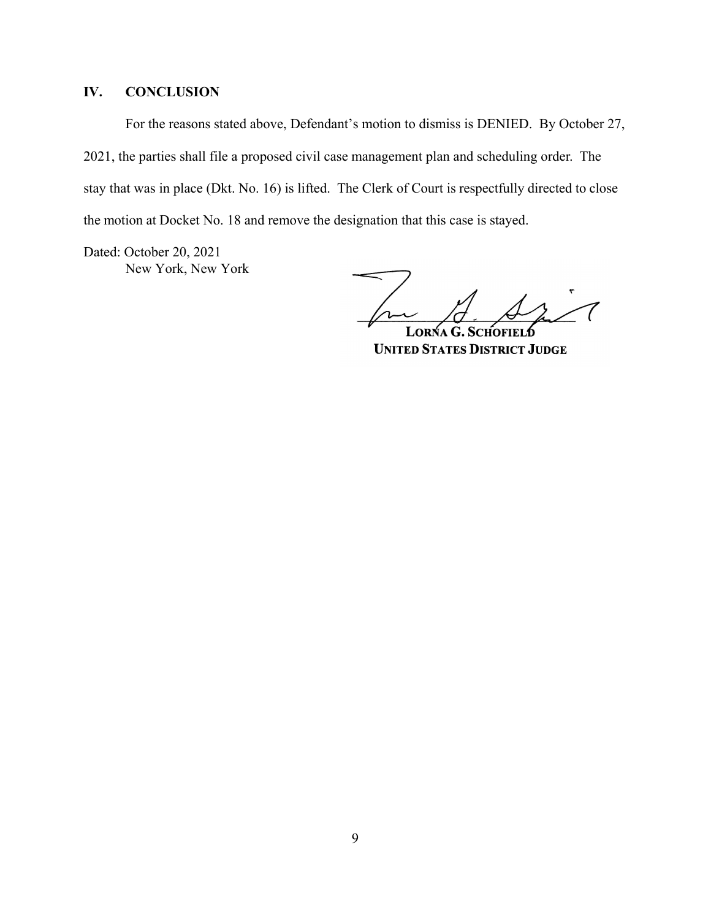## IV. CONCLUSION

For the reasons stated above, Defendant's motion to dismiss is DENIED. By October 27, 2021, the parties shall file a proposed civil case management plan and scheduling order. The stay that was in place (Dkt. No. 16) is lifted. The Clerk of Court is respectfully directed to close the motion at Docket No. 18 and remove the designation that this case is stayed.

Dated: October 20, 2021
New York, New York

LORNA G. SCHOFIELD
UNITED STATES DISTRICT JUDGE